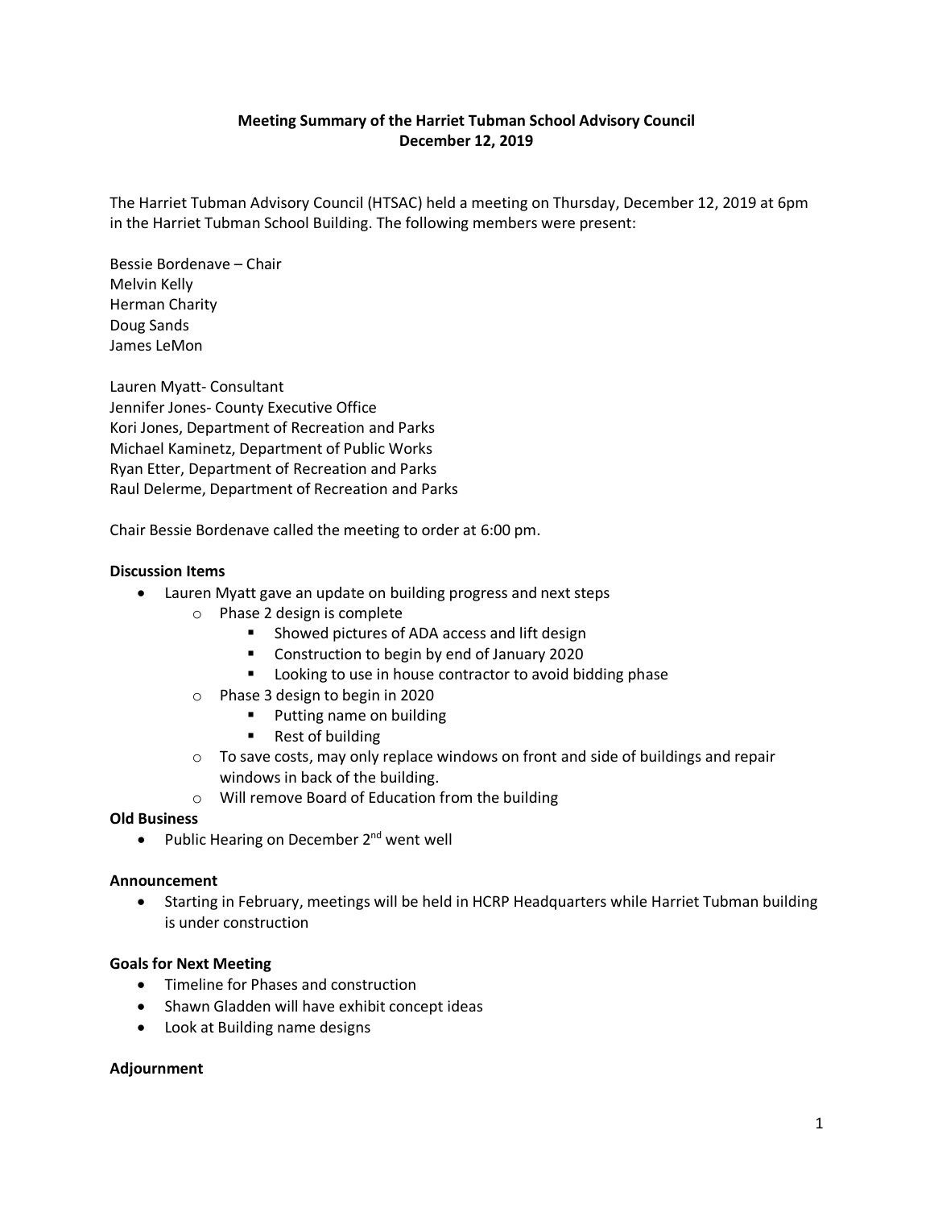**Meeting Summary of the Harriet Tubman School Advisory Council**
**December 12, 2019**

The Harriet Tubman Advisory Council (HTSAC) held a meeting on Thursday, December 12, 2019 at 6pm in the Harriet Tubman School Building. The following members were present:

Bessie Bordenave – Chair
Melvin Kelly
Herman Charity
Doug Sands
James LeMon

Lauren Myatt- Consultant
Jennifer Jones- County Executive Office
Kori Jones, Department of Recreation and Parks
Michael Kaminetz, Department of Public Works
Ryan Etter, Department of Recreation and Parks
Raul Delerme, Department of Recreation and Parks

Chair Bessie Bordenave called the meeting to order at 6:00 pm.

**Discussion Items**

- Lauren Myatt gave an update on building progress and next steps
  - Phase 2 design is complete
    - Showed pictures of ADA access and lift design
    - Construction to begin by end of January 2020
    - Looking to use in house contractor to avoid bidding phase
  - Phase 3 design to begin in 2020
    - Putting name on building
    - Rest of building
  - To save costs, may only replace windows on front and side of buildings and repair windows in back of the building.
  - Will remove Board of Education from the building

**Old Business**

- Public Hearing on December 2nd went well

**Announcement**

- Starting in February, meetings will be held in HCRP Headquarters while Harriet Tubman building is under construction

**Goals for Next Meeting**

- Timeline for Phases and construction
- Shawn Gladden will have exhibit concept ideas
- Look at Building name designs

**Adjournment**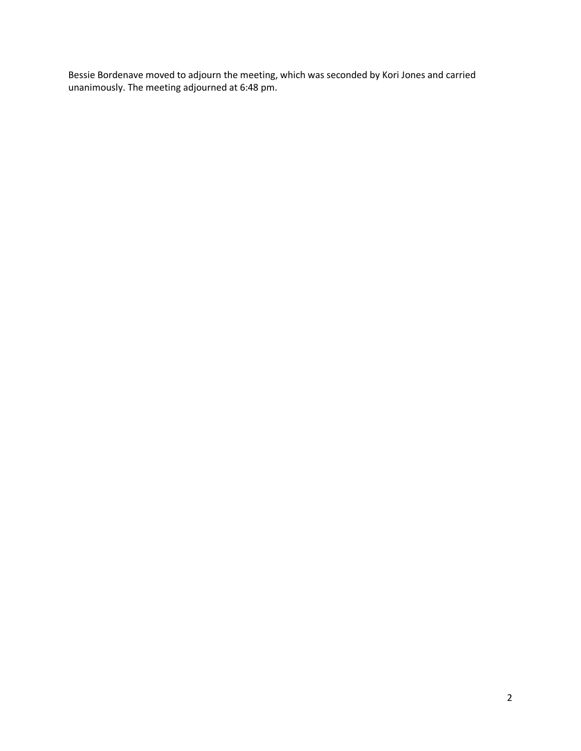Bessie Bordenave moved to adjourn the meeting, which was seconded by Kori Jones and carried unanimously. The meeting adjourned at 6:48 pm.